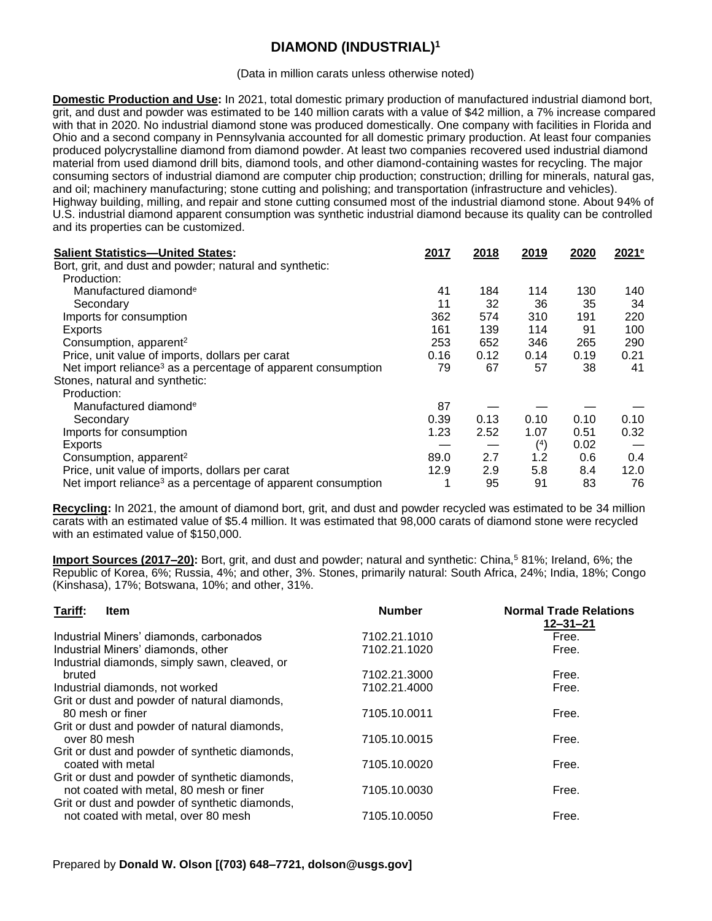# DIAMOND (INDUSTRIAL)[1]

(Data in million carats unless otherwise noted)

**Domestic Production and Use:** In 2021, total domestic primary production of manufactured industrial diamond bort, grit, and dust and powder was estimated to be 140 million carats with a value of $42 million, a 7% increase compared with that in 2020. No industrial diamond stone was produced domestically. One company with facilities in Florida and Ohio and a second company in Pennsylvania accounted for all domestic primary production. At least four companies produced polycrystalline diamond from diamond powder. At least two companies recovered used industrial diamond material from used diamond drill bits, diamond tools, and other diamond-containing wastes for recycling. The major consuming sectors of industrial diamond are computer chip production; construction; drilling for minerals, natural gas, and oil; machinery manufacturing; stone cutting and polishing; and transportation (infrastructure and vehicles). Highway building, milling, and repair and stone cutting consumed most of the industrial diamond stone. About 94% of U.S. industrial diamond apparent consumption was synthetic industrial diamond because its quality can be controlled and its properties can be customized.

| Salient Statistics—United States: | 2017 | 2018 | 2019 | 2020 | 2021[e] |
|---|---|---|---|---|---|
| Bort, grit, and dust and powder; natural and synthetic: | | | | | |
| Production: | | | | | |
| Manufactured diamond[e] | 41 | 184 | 114 | 130 | 140 |
| Secondary | 11 | 32 | 36 | 35 | 34 |
| Imports for consumption | 362 | 574 | 310 | 191 | 220 |
| Exports | 161 | 139 | 114 | 91 | 100 |
| Consumption, apparent[2] | 253 | 652 | 346 | 265 | 290 |
| Price, unit value of imports, dollars per carat | 0.16 | 0.12 | 0.14 | 0.19 | 0.21 |
| Net import reliance[3] as a percentage of apparent consumption | 79 | 67 | 57 | 38 | 41 |
| Stones, natural and synthetic: | | | | | |
| Production: | | | | | |
| Manufactured diamond[e] | 87 | — | — | — | — |
| Secondary | 0.39 | 0.13 | 0.10 | 0.10 | 0.10 |
| Imports for consumption | 1.23 | 2.52 | 1.07 | 0.51 | 0.32 |
| Exports | — | — | (4) | 0.02 | — |
| Consumption, apparent[2] | 89.0 | 2.7 | 1.2 | 0.6 | 0.4 |
| Price, unit value of imports, dollars per carat | 12.9 | 2.9 | 5.8 | 8.4 | 12.0 |
| Net import reliance[3] as a percentage of apparent consumption | 1 | 95 | 91 | 83 | 76 |

**Recycling:** In 2021, the amount of diamond bort, grit, and dust and powder recycled was estimated to be 34 million carats with an estimated value of $5.4 million. It was estimated that 98,000 carats of diamond stone were recycled with an estimated value of $150,000.

**Import Sources (2017–20):** Bort, grit, and dust and powder; natural and synthetic: China,[5] 81%; Ireland, 6%; the Republic of Korea, 6%; Russia, 4%; and other, 3%. Stones, primarily natural: South Africa, 24%; India, 18%; Congo (Kinshasa), 17%; Botswana, 10%; and other, 31%.

| Tariff: Item | Number | Normal Trade Relations 12–31–21 |
|---|---|---|
| Industrial Miners' diamonds, carbonados | 7102.21.1010 | Free. |
| Industrial Miners' diamonds, other | 7102.21.1020 | Free. |
| Industrial diamonds, simply sawn, cleaved, or bruted | 7102.21.3000 | Free. |
| Industrial diamonds, not worked | 7102.21.4000 | Free. |
| Grit or dust and powder of natural diamonds, 80 mesh or finer | 7105.10.0011 | Free. |
| Grit or dust and powder of natural diamonds, over 80 mesh | 7105.10.0015 | Free. |
| Grit or dust and powder of synthetic diamonds, coated with metal | 7105.10.0020 | Free. |
| Grit or dust and powder of synthetic diamonds, not coated with metal, 80 mesh or finer | 7105.10.0030 | Free. |
| Grit or dust and powder of synthetic diamonds, not coated with metal, over 80 mesh | 7105.10.0050 | Free. |

Prepared by **Donald W. Olson [(703) 648–7721, dolson@usgs.gov]**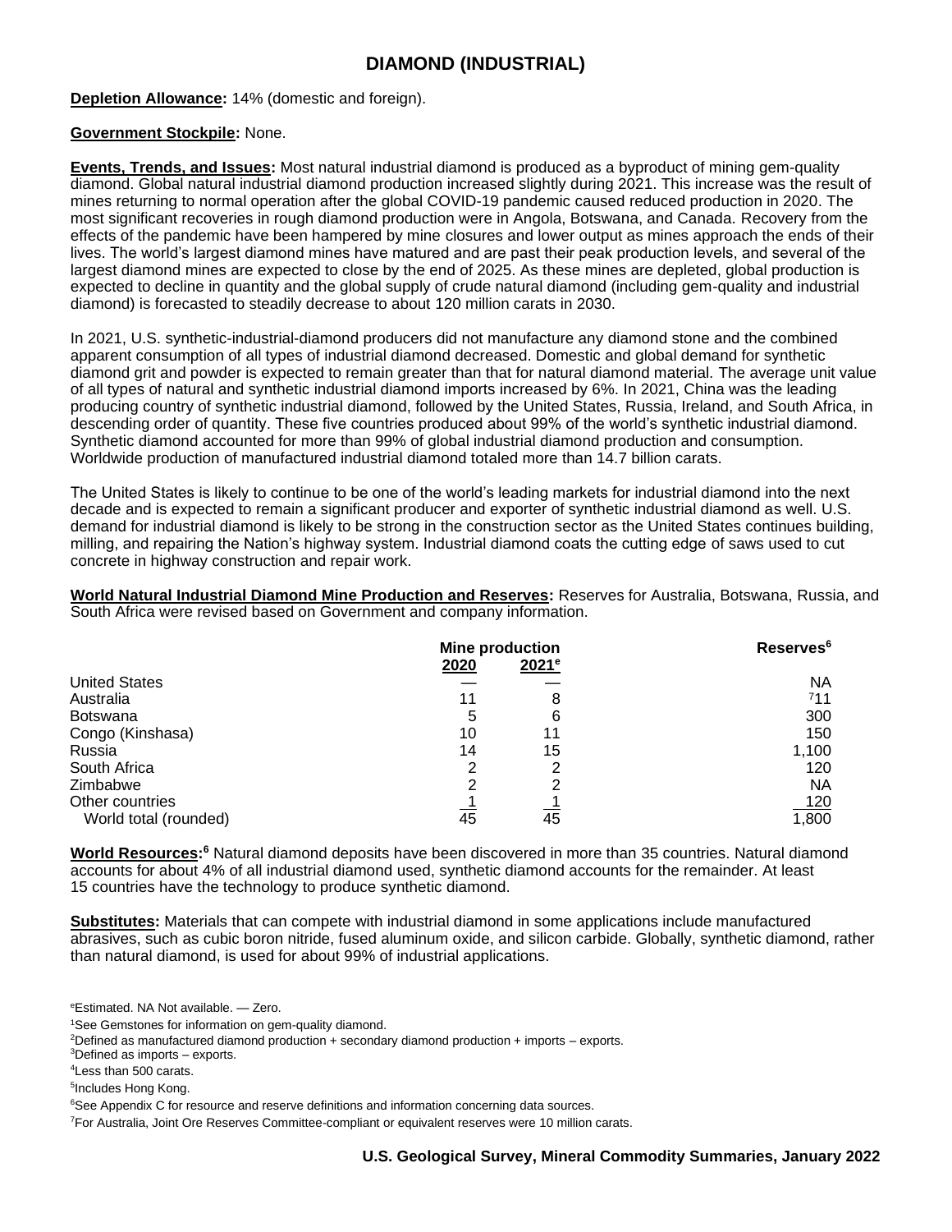# DIAMOND (INDUSTRIAL)

**Depletion Allowance:** 14% (domestic and foreign).

**Government Stockpile:** None.

**Events, Trends, and Issues:** Most natural industrial diamond is produced as a byproduct of mining gem-quality diamond. Global natural industrial diamond production increased slightly during 2021. This increase was the result of mines returning to normal operation after the global COVID-19 pandemic caused reduced production in 2020. The most significant recoveries in rough diamond production were in Angola, Botswana, and Canada. Recovery from the effects of the pandemic have been hampered by mine closures and lower output as mines approach the ends of their lives. The world's largest diamond mines have matured and are past their peak production levels, and several of the largest diamond mines are expected to close by the end of 2025. As these mines are depleted, global production is expected to decline in quantity and the global supply of crude natural diamond (including gem-quality and industrial diamond) is forecasted to steadily decrease to about 120 million carats in 2030.

In 2021, U.S. synthetic-industrial-diamond producers did not manufacture any diamond stone and the combined apparent consumption of all types of industrial diamond decreased. Domestic and global demand for synthetic diamond grit and powder is expected to remain greater than that for natural diamond material. The average unit value of all types of natural and synthetic industrial diamond imports increased by 6%. In 2021, China was the leading producing country of synthetic industrial diamond, followed by the United States, Russia, Ireland, and South Africa, in descending order of quantity. These five countries produced about 99% of the world's synthetic industrial diamond. Synthetic diamond accounted for more than 99% of global industrial diamond production and consumption. Worldwide production of manufactured industrial diamond totaled more than 14.7 billion carats.

The United States is likely to continue to be one of the world's leading markets for industrial diamond into the next decade and is expected to remain a significant producer and exporter of synthetic industrial diamond as well. U.S. demand for industrial diamond is likely to be strong in the construction sector as the United States continues building, milling, and repairing the Nation's highway system. Industrial diamond coats the cutting edge of saws used to cut concrete in highway construction and repair work.

**World Natural Industrial Diamond Mine Production and Reserves:** Reserves for Australia, Botswana, Russia, and South Africa were revised based on Government and company information.

| | Mine production | | Reserves[6] |
|---|---|---|---|
| | 2020 | 2021[e] | |
| United States | — | — | NA |
| Australia | 11 | 8 | [7]11 |
| Botswana | 5 | 6 | 300 |
| Congo (Kinshasa) | 10 | 11 | 150 |
| Russia | 14 | 15 | 1,100 |
| South Africa | 2 | 2 | 120 |
| Zimbabwe | 2 | 2 | NA |
| Other countries | 1 | 1 | 120 |
| World total (rounded) | 45 | 45 | 1,800 |

**World Resources:**[6] Natural diamond deposits have been discovered in more than 35 countries. Natural diamond accounts for about 4% of all industrial diamond used, synthetic diamond accounts for the remainder. At least 15 countries have the technology to produce synthetic diamond.

**Substitutes:** Materials that can compete with industrial diamond in some applications include manufactured abrasives, such as cubic boron nitride, fused aluminum oxide, and silicon carbide. Globally, synthetic diamond, rather than natural diamond, is used for about 99% of industrial applications.

[e]Estimated. NA Not available. — Zero.

[1]See Gemstones for information on gem-quality diamond.

[2]Defined as manufactured diamond production + secondary diamond production + imports – exports.

[3]Defined as imports – exports.

[4]Less than 500 carats.

[5]Includes Hong Kong.

[6]See Appendix C for resource and reserve definitions and information concerning data sources.

[7]For Australia, Joint Ore Reserves Committee-compliant or equivalent reserves were 10 million carats.